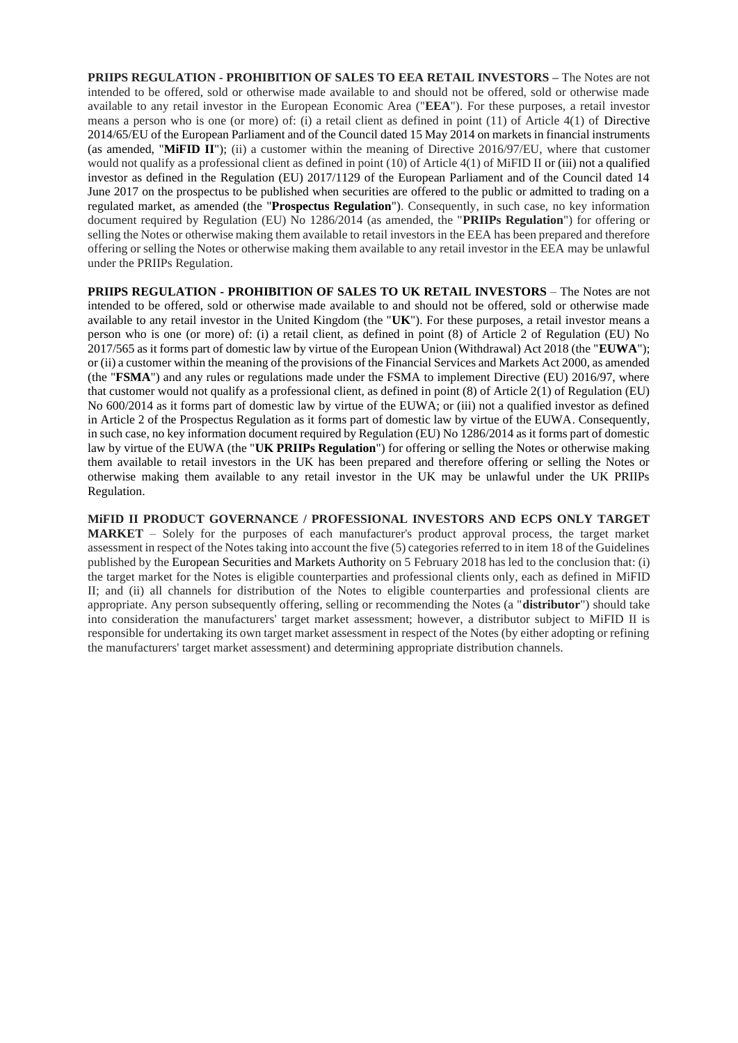**PRIIPS REGULATION - PROHIBITION OF SALES TO EEA RETAIL INVESTORS –** The Notes are not intended to be offered, sold or otherwise made available to and should not be offered, sold or otherwise made available to any retail investor in the European Economic Area ("**EEA**"). For these purposes, a retail investor means a person who is one (or more) of: (i) a retail client as defined in point (11) of Article 4(1) of Directive 2014/65/EU of the European Parliament and of the Council dated 15 May 2014 on markets in financial instruments (as amended, "**MiFID II**"); (ii) a customer within the meaning of Directive 2016/97/EU, where that customer would not qualify as a professional client as defined in point (10) of Article 4(1) of MiFID II or (iii) not a qualified investor as defined in the Regulation (EU) 2017/1129 of the European Parliament and of the Council dated 14 June 2017 on the prospectus to be published when securities are offered to the public or admitted to trading on a regulated market, as amended (the "**Prospectus Regulation**"). Consequently, in such case, no key information document required by Regulation (EU) No 1286/2014 (as amended, the "**PRIIPs Regulation**") for offering or selling the Notes or otherwise making them available to retail investors in the EEA has been prepared and therefore offering or selling the Notes or otherwise making them available to any retail investor in the EEA may be unlawful under the PRIIPs Regulation.

**PRIIPS REGULATION - PROHIBITION OF SALES TO UK RETAIL INVESTORS** – The Notes are not intended to be offered, sold or otherwise made available to and should not be offered, sold or otherwise made available to any retail investor in the United Kingdom (the "**UK**"). For these purposes, a retail investor means a person who is one (or more) of: (i) a retail client, as defined in point (8) of Article 2 of Regulation (EU) No 2017/565 as it forms part of domestic law by virtue of the European Union (Withdrawal) Act 2018 (the "**EUWA**"); or (ii) a customer within the meaning of the provisions of the Financial Services and Markets Act 2000, as amended (the "**FSMA**") and any rules or regulations made under the FSMA to implement Directive (EU) 2016/97, where that customer would not qualify as a professional client, as defined in point (8) of Article 2(1) of Regulation (EU) No 600/2014 as it forms part of domestic law by virtue of the EUWA; or (iii) not a qualified investor as defined in Article 2 of the Prospectus Regulation as it forms part of domestic law by virtue of the EUWA. Consequently, in such case, no key information document required by Regulation (EU) No 1286/2014 as it forms part of domestic law by virtue of the EUWA (the "**UK PRIIPs Regulation**") for offering or selling the Notes or otherwise making them available to retail investors in the UK has been prepared and therefore offering or selling the Notes or otherwise making them available to any retail investor in the UK may be unlawful under the UK PRIIPs Regulation.

**MiFID II PRODUCT GOVERNANCE / PROFESSIONAL INVESTORS AND ECPS ONLY TARGET MARKET** – Solely for the purposes of each manufacturer's product approval process, the target market assessment in respect of the Notes taking into account the five (5) categories referred to in item 18 of the Guidelines published by the European Securities and Markets Authority on 5 February 2018 has led to the conclusion that: (i) the target market for the Notes is eligible counterparties and professional clients only, each as defined in MiFID II; and (ii) all channels for distribution of the Notes to eligible counterparties and professional clients are appropriate. Any person subsequently offering, selling or recommending the Notes (a "**distributor**") should take into consideration the manufacturers' target market assessment; however, a distributor subject to MiFID II is responsible for undertaking its own target market assessment in respect of the Notes (by either adopting or refining the manufacturers' target market assessment) and determining appropriate distribution channels.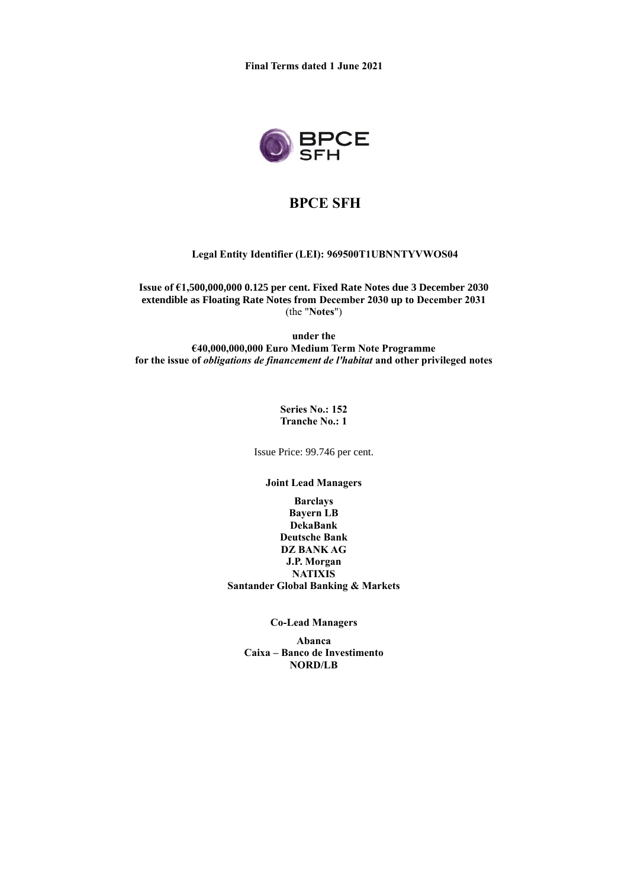**Final Terms dated 1 June 2021**

# BPCE SFH

**Legal Entity Identifier (LEI): 969500T1UBNNTYVWOS04**

**Issue of €1,500,000,000 0.125 per cent. Fixed Rate Notes due 3 December 2030 extendible as Floating Rate Notes from December 2030 up to December 2031**
(the "**Notes**")

**under the**
**€40,000,000,000 Euro Medium Term Note Programme**
**for the issue of *obligations de financement de l'habitat* and other privileged notes**

**Series No.: 152**
**Tranche No.: 1**

Issue Price: 99.746 per cent.

**Joint Lead Managers**

**Barclays**
**Bayern LB**
**DekaBank**
**Deutsche Bank**
**DZ BANK AG**
**J.P. Morgan**
**NATIXIS**
**Santander Global Banking & Markets**

**Co-Lead Managers**

**Abanca**
**Caixa – Banco de Investimento**
**NORD/LB**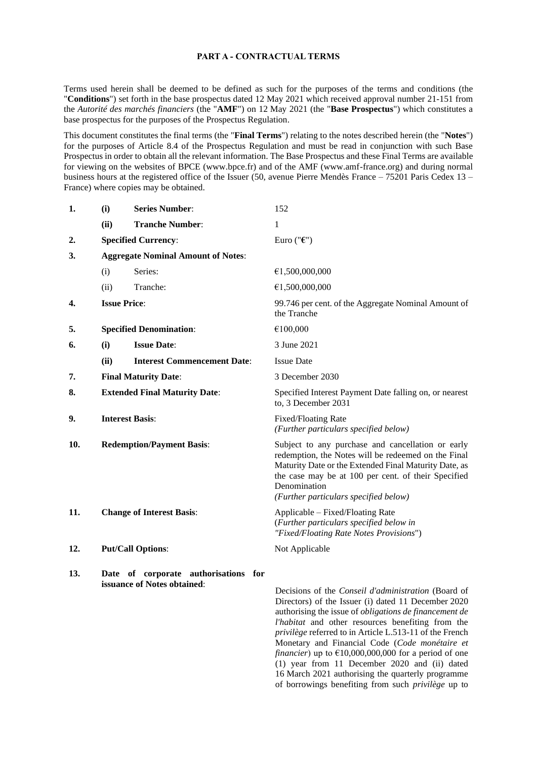# PART A - CONTRACTUAL TERMS

Terms used herein shall be deemed to be defined as such for the purposes of the terms and conditions (the "**Conditions**") set forth in the base prospectus dated 12 May 2021 which received approval number 21-151 from the *Autorité des marchés financiers* (the "**AMF**") on 12 May 2021 (the "**Base Prospectus**") which constitutes a base prospectus for the purposes of the Prospectus Regulation.

This document constitutes the final terms (the "**Final Terms**") relating to the notes described herein (the "**Notes**") for the purposes of Article 8.4 of the Prospectus Regulation and must be read in conjunction with such Base Prospectus in order to obtain all the relevant information. The Base Prospectus and these Final Terms are available for viewing on the websites of BPCE (www.bpce.fr) and of the AMF (www.amf-france.org) and during normal business hours at the registered office of the Issuer (50, avenue Pierre Mendès France – 75201 Paris Cedex 13 – France) where copies may be obtained.

| | | | |
|---|---|---|---|
| **1.** | **(i)** | **Series Number**: | 152 |
| | **(ii)** | **Tranche Number**: | 1 |
| **2.** | **Specified Currency**: | | Euro ("**€**") |
| **3.** | **Aggregate Nominal Amount of Notes**: | | |
| | (i) | Series: | €1,500,000,000 |
| | (ii) | Tranche: | €1,500,000,000 |
| **4.** | **Issue Price**: | | 99.746 per cent. of the Aggregate Nominal Amount of the Tranche |
| **5.** | **Specified Denomination**: | | €100,000 |
| **6.** | **(i)** | **Issue Date**: | 3 June 2021 |
| | **(ii)** | **Interest Commencement Date**: | Issue Date |
| **7.** | **Final Maturity Date**: | | 3 December 2030 |
| **8.** | **Extended Final Maturity Date**: | | Specified Interest Payment Date falling on, or nearest to, 3 December 2031 |
| **9.** | **Interest Basis**: | | Fixed/Floating Rate *(Further particulars specified below)* |
| **10.** | **Redemption/Payment Basis**: | | Subject to any purchase and cancellation or early redemption, the Notes will be redeemed on the Final Maturity Date or the Extended Final Maturity Date, as the case may be at 100 per cent. of their Specified Denomination *(Further particulars specified below)* |
| **11.** | **Change of Interest Basis**: | | Applicable – Fixed/Floating Rate (*Further particulars specified below in "Fixed/Floating Rate Notes Provisions*") |
| **12.** | **Put/Call Options**: | | Not Applicable |
| **13.** | **Date of corporate authorisations for issuance of Notes obtained**: | | Decisions of the *Conseil d'administration* (Board of Directors) of the Issuer (i) dated 11 December 2020 authorising the issue of *obligations de financement de l'habitat* and other resources benefiting from the *privilège* referred to in Article L.513-11 of the French Monetary and Financial Code (*Code monétaire et financier*) up to €10,000,000,000 for a period of one (1) year from 11 December 2020 and (ii) dated 16 March 2021 authorising the quarterly programme of borrowings benefiting from such *privilège* up to |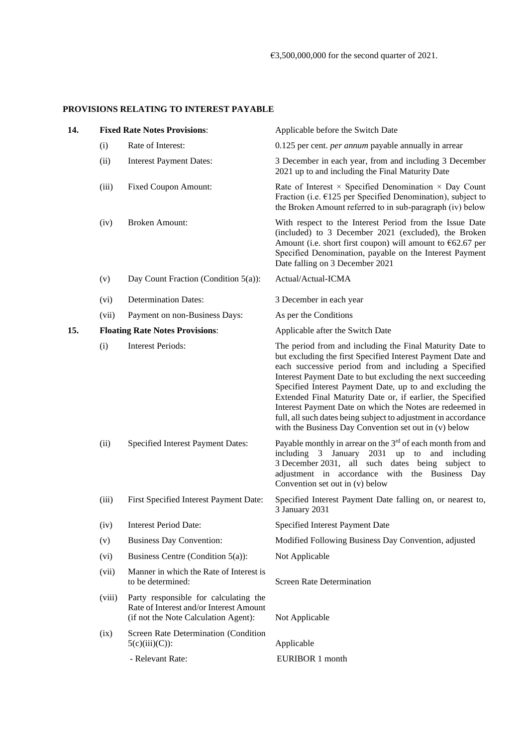€3,500,000,000 for the second quarter of 2021.

**PROVISIONS RELATING TO INTEREST PAYABLE**

| | | | |
|---|---|---|---|
| **14.** | **Fixed Rate Notes Provisions**: | | Applicable before the Switch Date |
| | (i) | Rate of Interest: | 0.125 per cent. *per annum* payable annually in arrear |
| | (ii) | Interest Payment Dates: | 3 December in each year, from and including 3 December 2021 up to and including the Final Maturity Date |
| | (iii) | Fixed Coupon Amount: | Rate of Interest × Specified Denomination × Day Count Fraction (i.e. €125 per Specified Denomination), subject to the Broken Amount referred to in sub-paragraph (iv) below |
| | (iv) | Broken Amount: | With respect to the Interest Period from the Issue Date (included) to 3 December 2021 (excluded), the Broken Amount (i.e. short first coupon) will amount to €62.67 per Specified Denomination, payable on the Interest Payment Date falling on 3 December 2021 |
| | (v) | Day Count Fraction (Condition 5(a)): | Actual/Actual-ICMA |
| | (vi) | Determination Dates: | 3 December in each year |
| | (vii) | Payment on non-Business Days: | As per the Conditions |
| **15.** | **Floating Rate Notes Provisions**: | | Applicable after the Switch Date |
| | (i) | Interest Periods: | The period from and including the Final Maturity Date to but excluding the first Specified Interest Payment Date and each successive period from and including a Specified Interest Payment Date to but excluding the next succeeding Specified Interest Payment Date, up to and excluding the Extended Final Maturity Date or, if earlier, the Specified Interest Payment Date on which the Notes are redeemed in full, all such dates being subject to adjustment in accordance with the Business Day Convention set out in (v) below |
| | (ii) | Specified Interest Payment Dates: | Payable monthly in arrear on the 3rd of each month from and including 3 January 2031 up to and including 3 December 2031, all such dates being subject to adjustment in accordance with the Business Day Convention set out in (v) below |
| | (iii) | First Specified Interest Payment Date: | Specified Interest Payment Date falling on, or nearest to, 3 January 2031 |
| | (iv) | Interest Period Date: | Specified Interest Payment Date |
| | (v) | Business Day Convention: | Modified Following Business Day Convention, adjusted |
| | (vi) | Business Centre (Condition 5(a)): | Not Applicable |
| | (vii) | Manner in which the Rate of Interest is to be determined: | Screen Rate Determination |
| | (viii) | Party responsible for calculating the Rate of Interest and/or Interest Amount (if not the Note Calculation Agent): | Not Applicable |
| | (ix) | Screen Rate Determination (Condition 5(c)(iii)(C)): | Applicable |
| | | - Relevant Rate: | EURIBOR 1 month |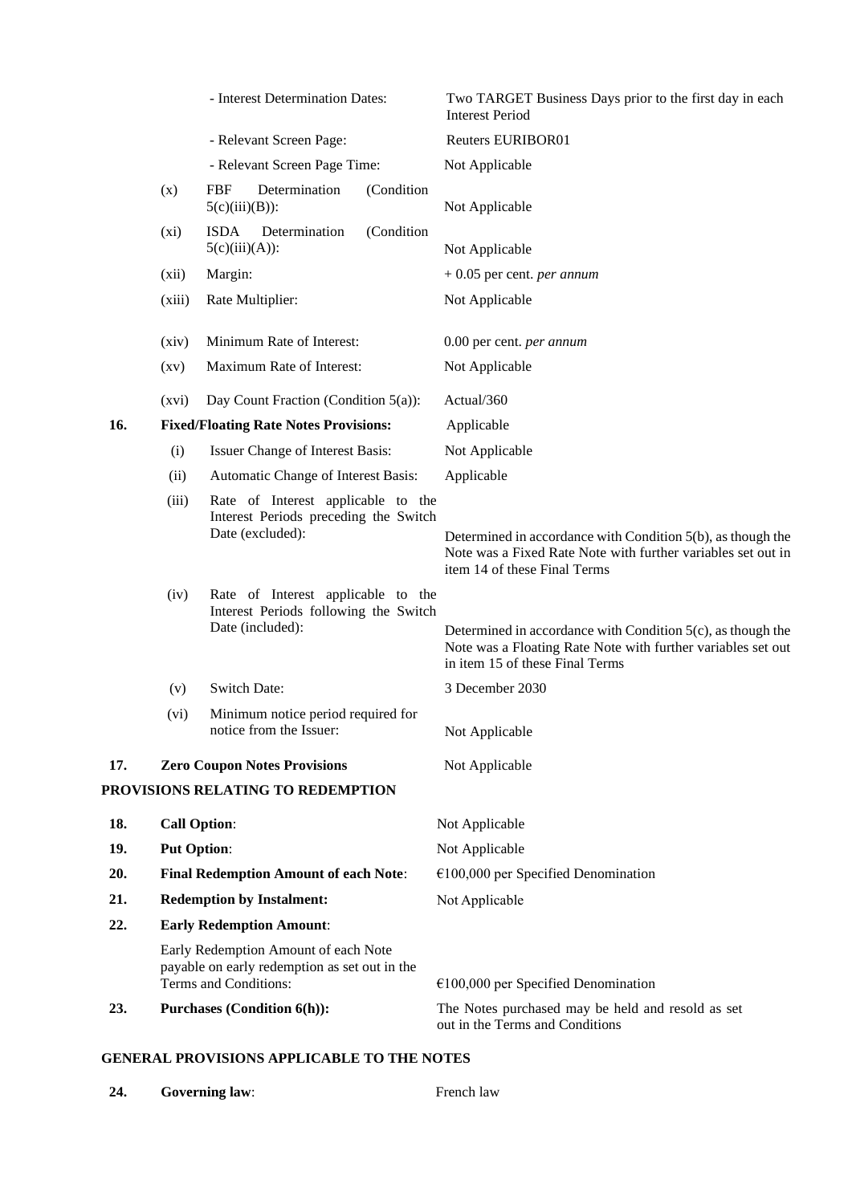| | | | |
|---|---|---|---|
| | | - Interest Determination Dates: | Two TARGET Business Days prior to the first day in each Interest Period |
| | | - Relevant Screen Page: | Reuters EURIBOR01 |
| | | - Relevant Screen Page Time: | Not Applicable |
| | (x) | FBF Determination (Condition 5(c)(iii)(B)): | Not Applicable |
| | (xi) | ISDA Determination (Condition 5(c)(iii)(A)): | Not Applicable |
| | (xii) | Margin: | + 0.05 per cent. *per annum* |
| | (xiii) | Rate Multiplier: | Not Applicable |
| | (xiv) | Minimum Rate of Interest: | 0.00 per cent. *per annum* |
| | (xv) | Maximum Rate of Interest: | Not Applicable |
| | (xvi) | Day Count Fraction (Condition 5(a)): | Actual/360 |
| **16.** | **Fixed/Floating Rate Notes Provisions:** | | Applicable |
| | (i) | Issuer Change of Interest Basis: | Not Applicable |
| | (ii) | Automatic Change of Interest Basis: | Applicable |
| | (iii) | Rate of Interest applicable to the Interest Periods preceding the Switch Date (excluded): | Determined in accordance with Condition 5(b), as though the Note was a Fixed Rate Note with further variables set out in item 14 of these Final Terms |
| | (iv) | Rate of Interest applicable to the Interest Periods following the Switch Date (included): | Determined in accordance with Condition 5(c), as though the Note was a Floating Rate Note with further variables set out in item 15 of these Final Terms |
| | (v) | Switch Date: | 3 December 2030 |
| | (vi) | Minimum notice period required for notice from the Issuer: | Not Applicable |
| **17.** | **Zero Coupon Notes Provisions** | | Not Applicable |

**PROVISIONS RELATING TO REDEMPTION**

| | | |
|---|---|---|
| **18.** | **Call Option**: | Not Applicable |
| **19.** | **Put Option**: | Not Applicable |
| **20.** | **Final Redemption Amount of each Note**: | €100,000 per Specified Denomination |
| **21.** | **Redemption by Instalment:** | Not Applicable |
| **22.** | **Early Redemption Amount**: | |
| | Early Redemption Amount of each Note payable on early redemption as set out in the Terms and Conditions: | €100,000 per Specified Denomination |
| **23.** | **Purchases (Condition 6(h)):** | The Notes purchased may be held and resold as set out in the Terms and Conditions |

**GENERAL PROVISIONS APPLICABLE TO THE NOTES**

| | | |
|---|---|---|
| **24.** | **Governing law**: | French law |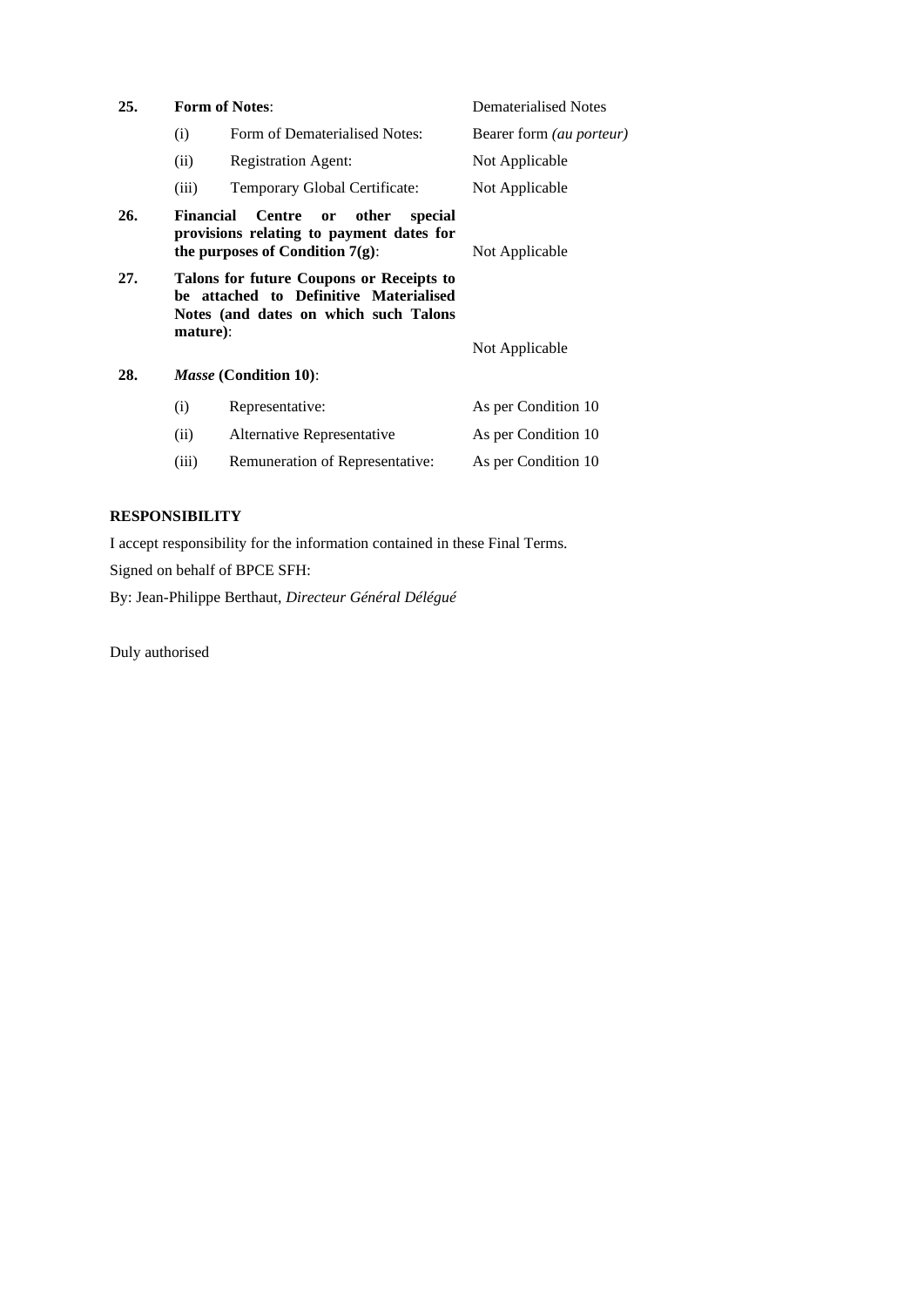| | | | |
|---|---|---|---|
| **25.** | **Form of Notes**: | | Dematerialised Notes |
| | (i) | Form of Dematerialised Notes: | Bearer form *(au porteur)* |
| | (ii) | Registration Agent: | Not Applicable |
| | (iii) | Temporary Global Certificate: | Not Applicable |
| **26.** | **Financial Centre or other special provisions relating to payment dates for the purposes of Condition 7(g)**: | | Not Applicable |
| **27.** | **Talons for future Coupons or Receipts to be attached to Definitive Materialised Notes (and dates on which such Talons mature)**: | | Not Applicable |
| **28.** | ***Masse* (Condition 10)**: | | |
| | (i) | Representative: | As per Condition 10 |
| | (ii) | Alternative Representative | As per Condition 10 |
| | (iii) | Remuneration of Representative: | As per Condition 10 |

**RESPONSIBILITY**

I accept responsibility for the information contained in these Final Terms.

Signed on behalf of BPCE SFH:

By: Jean-Philippe Berthaut, *Directeur Général Délégué*

Duly authorised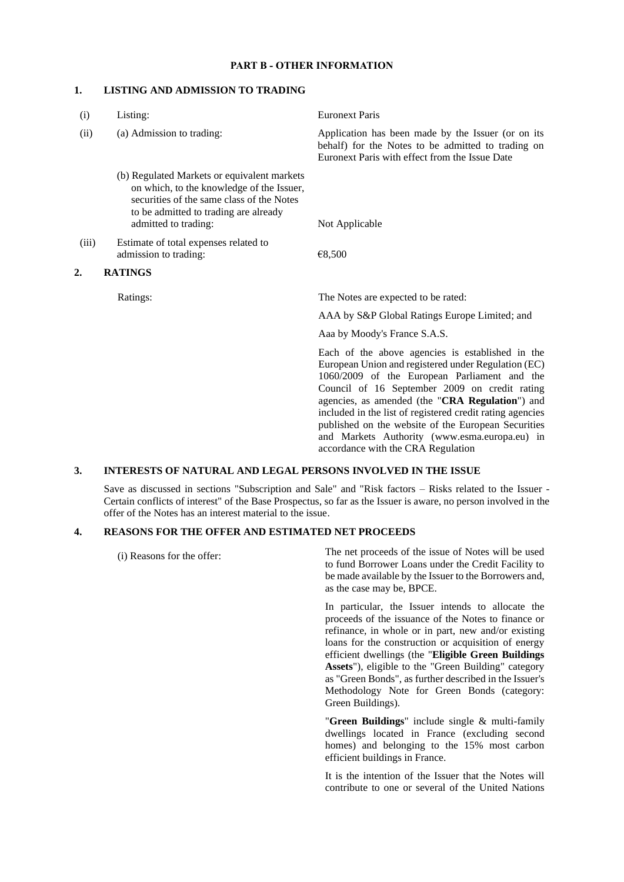## PART B - OTHER INFORMATION

### 1. LISTING AND ADMISSION TO TRADING

| | | |
|---|---|---|
| (i) | Listing: | Euronext Paris |
| (ii) | (a) Admission to trading: | Application has been made by the Issuer (or on its behalf) for the Notes to be admitted to trading on Euronext Paris with effect from the Issue Date |
| | (b) Regulated Markets or equivalent markets on which, to the knowledge of the Issuer, securities of the same class of the Notes to be admitted to trading are already admitted to trading: | Not Applicable |
| (iii) | Estimate of total expenses related to admission to trading: | €8,500 |

### 2. RATINGS

Ratings: The Notes are expected to be rated:

AAA by S&P Global Ratings Europe Limited; and

Aaa by Moody's France S.A.S.

Each of the above agencies is established in the European Union and registered under Regulation (EC) 1060/2009 of the European Parliament and the Council of 16 September 2009 on credit rating agencies, as amended (the "**CRA Regulation**") and included in the list of registered credit rating agencies published on the website of the European Securities and Markets Authority (www.esma.europa.eu) in accordance with the CRA Regulation

### 3. INTERESTS OF NATURAL AND LEGAL PERSONS INVOLVED IN THE ISSUE

Save as discussed in sections "Subscription and Sale" and "Risk factors – Risks related to the Issuer - Certain conflicts of interest" of the Base Prospectus, so far as the Issuer is aware, no person involved in the offer of the Notes has an interest material to the issue.

### 4. REASONS FOR THE OFFER AND ESTIMATED NET PROCEEDS

(i) Reasons for the offer: The net proceeds of the issue of Notes will be used to fund Borrower Loans under the Credit Facility to be made available by the Issuer to the Borrowers and, as the case may be, BPCE.

In particular, the Issuer intends to allocate the proceeds of the issuance of the Notes to finance or refinance, in whole or in part, new and/or existing loans for the construction or acquisition of energy efficient dwellings (the "**Eligible Green Buildings Assets**"), eligible to the "Green Building" category as "Green Bonds", as further described in the Issuer's Methodology Note for Green Bonds (category: Green Buildings).

"**Green Buildings**" include single & multi-family dwellings located in France (excluding second homes) and belonging to the 15% most carbon efficient buildings in France.

It is the intention of the Issuer that the Notes will contribute to one or several of the United Nations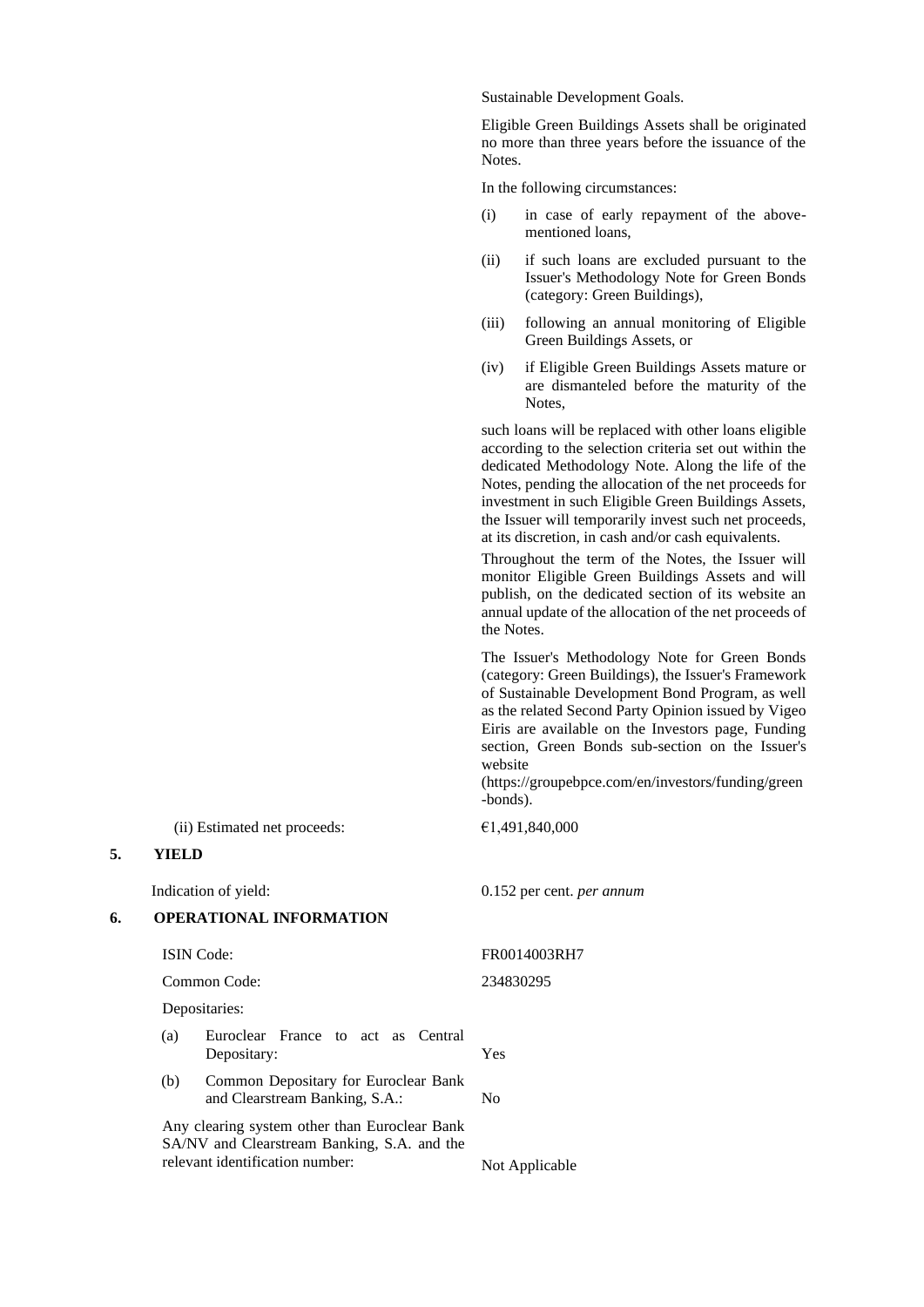Sustainable Development Goals.

Eligible Green Buildings Assets shall be originated no more than three years before the issuance of the Notes.

In the following circumstances:

(i) in case of early repayment of the above-mentioned loans,

(ii) if such loans are excluded pursuant to the Issuer's Methodology Note for Green Bonds (category: Green Buildings),

(iii) following an annual monitoring of Eligible Green Buildings Assets, or

(iv) if Eligible Green Buildings Assets mature or are dismanteled before the maturity of the Notes,

such loans will be replaced with other loans eligible according to the selection criteria set out within the dedicated Methodology Note. Along the life of the Notes, pending the allocation of the net proceeds for investment in such Eligible Green Buildings Assets, the Issuer will temporarily invest such net proceeds, at its discretion, in cash and/or cash equivalents.

Throughout the term of the Notes, the Issuer will monitor Eligible Green Buildings Assets and will publish, on the dedicated section of its website an annual update of the allocation of the net proceeds of the Notes.

The Issuer's Methodology Note for Green Bonds (category: Green Buildings), the Issuer's Framework of Sustainable Development Bond Program, as well as the related Second Party Opinion issued by Vigeo Eiris are available on the Investors page, Funding section, Green Bonds sub-section on the Issuer's website (https://groupebpce.com/en/investors/funding/green-bonds).

(ii) Estimated net proceeds: €1,491,840,000

**5. YIELD**

Indication of yield: 0.152 per cent. *per annum*

**6. OPERATIONAL INFORMATION**

ISIN Code: FR0014003RH7

Common Code: 234830295

Depositaries:

(a) Euroclear France to act as Central Depositary: Yes

(b) Common Depositary for Euroclear Bank and Clearstream Banking, S.A.: No

Any clearing system other than Euroclear Bank SA/NV and Clearstream Banking, S.A. and the relevant identification number: Not Applicable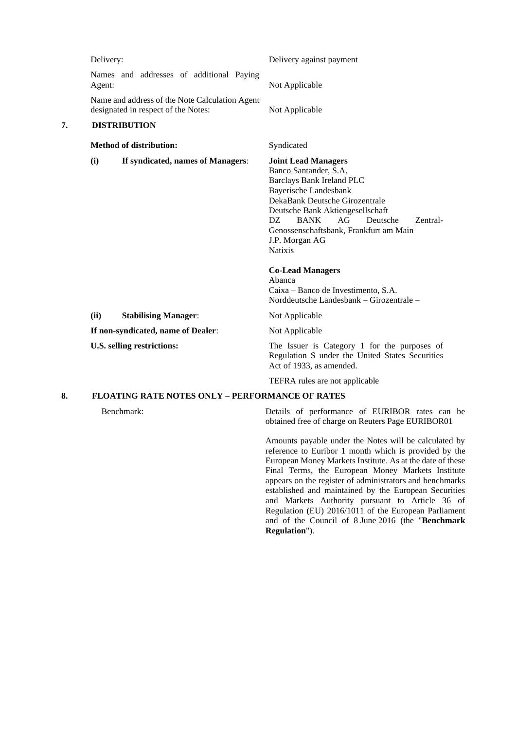| | |
|---|---|
| Delivery: | Delivery against payment |
| Names and addresses of additional Paying Agent: | Not Applicable |
| Name and address of the Note Calculation Agent designated in respect of the Notes: | Not Applicable |

## 7. DISTRIBUTION

| | |
|---|---|
| **Method of distribution:** | Syndicated |
| **(i) If syndicated, names of Managers**: | **Joint Lead Managers**<br>Banco Santander, S.A.<br>Barclays Bank Ireland PLC<br>Bayerische Landesbank<br>DekaBank Deutsche Girozentrale<br>Deutsche Bank Aktiengesellschaft<br>DZ BANK AG Deutsche Zentral-Genossenschaftsbank, Frankfurt am Main<br>J.P. Morgan AG<br>Natixis<br><br>**Co-Lead Managers**<br>Abanca<br>Caixa – Banco de Investimento, S.A.<br>Norddeutsche Landesbank – Girozentrale – |
| **(ii) Stabilising Manager**: | Not Applicable |
| **If non-syndicated, name of Dealer**: | Not Applicable |
| **U.S. selling restrictions:** | The Issuer is Category 1 for the purposes of Regulation S under the United States Securities Act of 1933, as amended.<br><br>TEFRA rules are not applicable |

## 8. FLOATING RATE NOTES ONLY – PERFORMANCE OF RATES

| | |
|---|---|
| Benchmark: | Details of performance of EURIBOR rates can be obtained free of charge on Reuters Page EURIBOR01<br><br>Amounts payable under the Notes will be calculated by reference to Euribor 1 month which is provided by the European Money Markets Institute. As at the date of these Final Terms, the European Money Markets Institute appears on the register of administrators and benchmarks established and maintained by the European Securities and Markets Authority pursuant to Article 36 of Regulation (EU) 2016/1011 of the European Parliament and of the Council of 8 June 2016 (the "**Benchmark Regulation**"). |